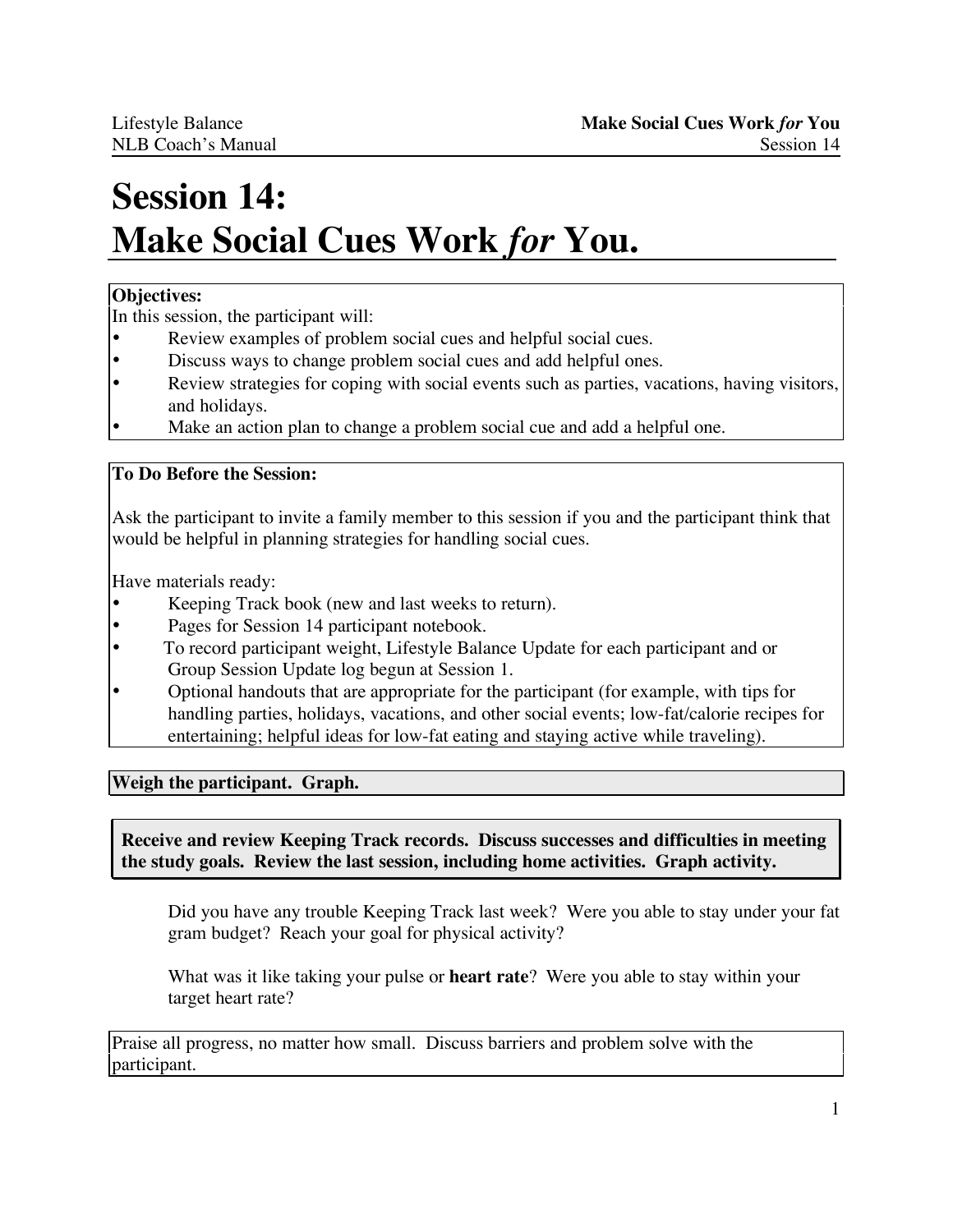# Session 14: Make Social Cues Work *for* You.

**Objectives:**

In this session, the participant will:

- Review examples of problem social cues and helpful social cues.
- Discuss ways to change problem social cues and add helpful ones.
- Review strategies for coping with social events such as parties, vacations, having visitors, and holidays.
- Make an action plan to change a problem social cue and add a helpful one.

**To Do Before the Session:**

Ask the participant to invite a family member to this session if you and the participant think that would be helpful in planning strategies for handling social cues.

Have materials ready:

- Keeping Track book (new and last weeks to return).
- Pages for Session 14 participant notebook.
- To record participant weight, Lifestyle Balance Update for each participant and or Group Session Update log begun at Session 1.
- Optional handouts that are appropriate for the participant (for example, with tips for handling parties, holidays, vacations, and other social events; low-fat/calorie recipes for entertaining; helpful ideas for low-fat eating and staying active while traveling).

**Weigh the participant. Graph.**

**Receive and review Keeping Track records. Discuss successes and difficulties in meeting the study goals. Review the last session, including home activities. Graph activity.**

Did you have any trouble Keeping Track last week? Were you able to stay under your fat gram budget? Reach your goal for physical activity?

What was it like taking your pulse or **heart rate**? Were you able to stay within your target heart rate?

Praise all progress, no matter how small. Discuss barriers and problem solve with the participant.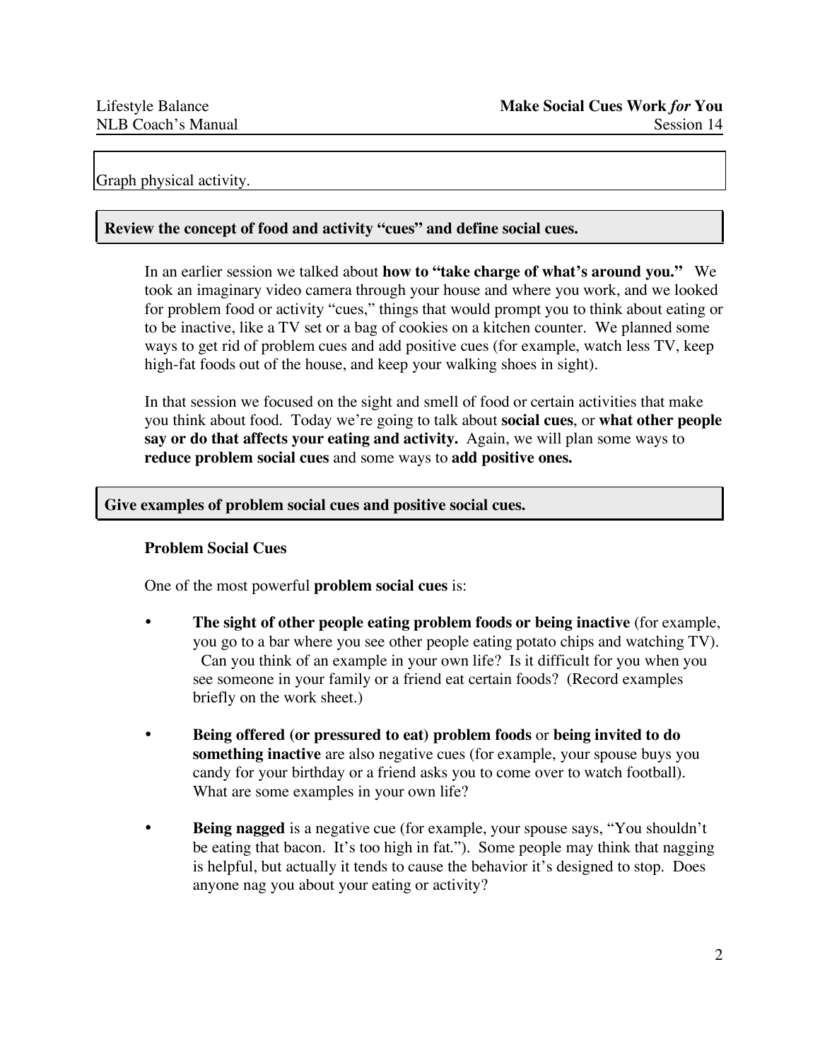Graph physical activity.

**Review the concept of food and activity "cues" and define social cues.**

In an earlier session we talked about **how to "take charge of what's around you."** We took an imaginary video camera through your house and where you work, and we looked for problem food or activity "cues," things that would prompt you to think about eating or to be inactive, like a TV set or a bag of cookies on a kitchen counter. We planned some ways to get rid of problem cues and add positive cues (for example, watch less TV, keep high-fat foods out of the house, and keep your walking shoes in sight).

In that session we focused on the sight and smell of food or certain activities that make you think about food. Today we're going to talk about **social cues**, or **what other people say or do that affects your eating and activity.** Again, we will plan some ways to **reduce problem social cues** and some ways to **add positive ones.**

**Give examples of problem social cues and positive social cues.**

**Problem Social Cues**

One of the most powerful **problem social cues** is:

- **The sight of other people eating problem foods or being inactive** (for example, you go to a bar where you see other people eating potato chips and watching TV). Can you think of an example in your own life? Is it difficult for you when you see someone in your family or a friend eat certain foods? (Record examples briefly on the work sheet.)
- **Being offered (or pressured to eat) problem foods** or **being invited to do something inactive** are also negative cues (for example, your spouse buys you candy for your birthday or a friend asks you to come over to watch football). What are some examples in your own life?
- **Being nagged** is a negative cue (for example, your spouse says, "You shouldn't be eating that bacon. It's too high in fat."). Some people may think that nagging is helpful, but actually it tends to cause the behavior it's designed to stop. Does anyone nag you about your eating or activity?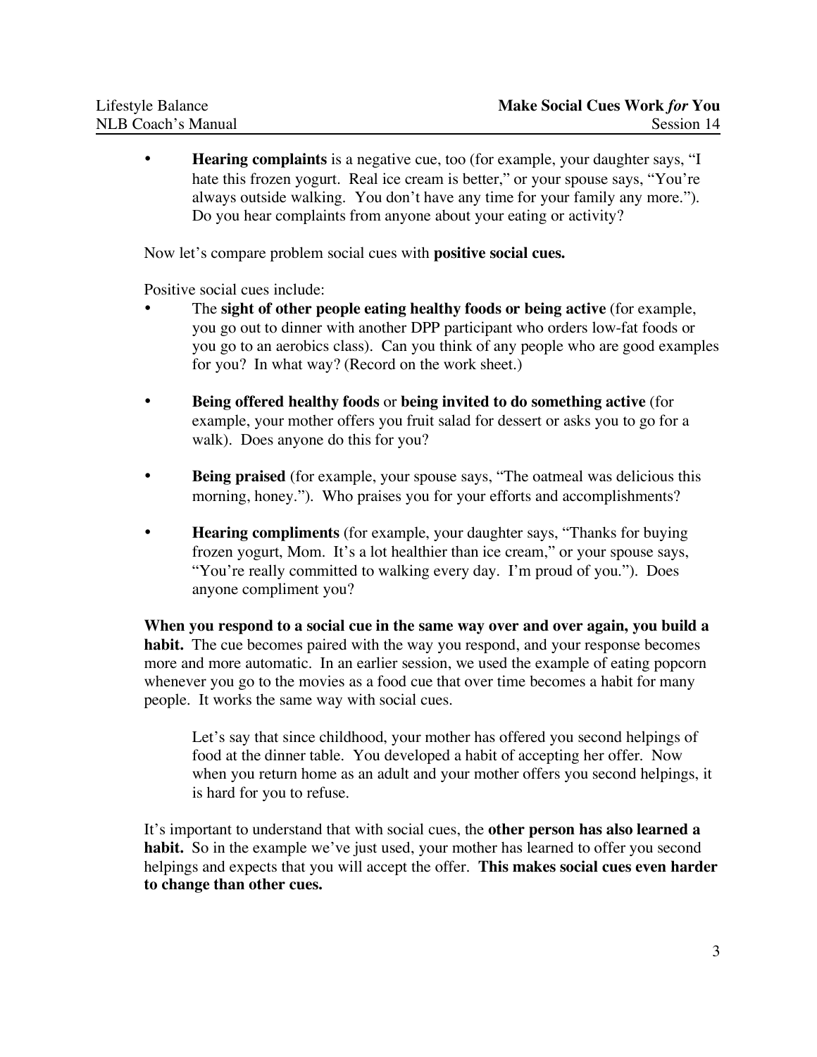- **Hearing complaints** is a negative cue, too (for example, your daughter says, "I hate this frozen yogurt. Real ice cream is better," or your spouse says, "You're always outside walking. You don't have any time for your family any more."). Do you hear complaints from anyone about your eating or activity?

Now let's compare problem social cues with **positive social cues.**

Positive social cues include:

- The **sight of other people eating healthy foods or being active** (for example, you go out to dinner with another DPP participant who orders low-fat foods or you go to an aerobics class). Can you think of any people who are good examples for you? In what way? (Record on the work sheet.)

- **Being offered healthy foods** or **being invited to do something active** (for example, your mother offers you fruit salad for dessert or asks you to go for a walk). Does anyone do this for you?

- **Being praised** (for example, your spouse says, "The oatmeal was delicious this morning, honey."). Who praises you for your efforts and accomplishments?

- **Hearing compliments** (for example, your daughter says, "Thanks for buying frozen yogurt, Mom. It's a lot healthier than ice cream," or your spouse says, "You're really committed to walking every day. I'm proud of you."). Does anyone compliment you?

**When you respond to a social cue in the same way over and over again, you build a habit.** The cue becomes paired with the way you respond, and your response becomes more and more automatic. In an earlier session, we used the example of eating popcorn whenever you go to the movies as a food cue that over time becomes a habit for many people. It works the same way with social cues.

> Let's say that since childhood, your mother has offered you second helpings of food at the dinner table. You developed a habit of accepting her offer. Now when you return home as an adult and your mother offers you second helpings, it is hard for you to refuse.

It's important to understand that with social cues, the **other person has also learned a habit.** So in the example we've just used, your mother has learned to offer you second helpings and expects that you will accept the offer. **This makes social cues even harder to change than other cues.**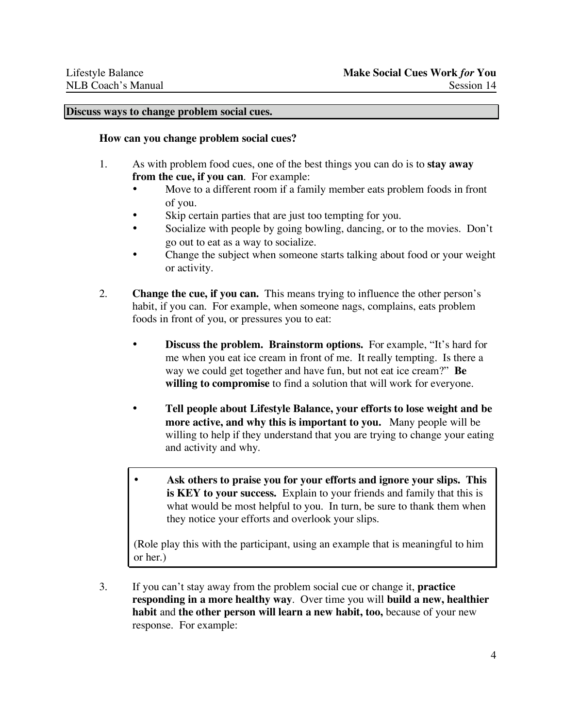**Discuss ways to change problem social cues.**

**How can you change problem social cues?**

1. As with problem food cues, one of the best things you can do is to **stay away from the cue, if you can**. For example:
   - Move to a different room if a family member eats problem foods in front of you.
   - Skip certain parties that are just too tempting for you.
   - Socialize with people by going bowling, dancing, or to the movies. Don't go out to eat as a way to socialize.
   - Change the subject when someone starts talking about food or your weight or activity.

2. **Change the cue, if you can.** This means trying to influence the other person's habit, if you can. For example, when someone nags, complains, eats problem foods in front of you, or pressures you to eat:

   - **Discuss the problem. Brainstorm options.** For example, "It's hard for me when you eat ice cream in front of me. It really tempting. Is there a way we could get together and have fun, but not eat ice cream?" **Be willing to compromise** to find a solution that will work for everyone.

   - **Tell people about Lifestyle Balance, your efforts to lose weight and be more active, and why this is important to you.** Many people will be willing to help if they understand that you are trying to change your eating and activity and why.

   - **Ask others to praise you for your efforts and ignore your slips. This is KEY to your success.** Explain to your friends and family that this is what would be most helpful to you. In turn, be sure to thank them when they notice your efforts and overlook your slips.

   (Role play this with the participant, using an example that is meaningful to him or her.)

3. If you can't stay away from the problem social cue or change it, **practice responding in a more healthy way**. Over time you will **build a new, healthier habit** and **the other person will learn a new habit, too,** because of your new response. For example: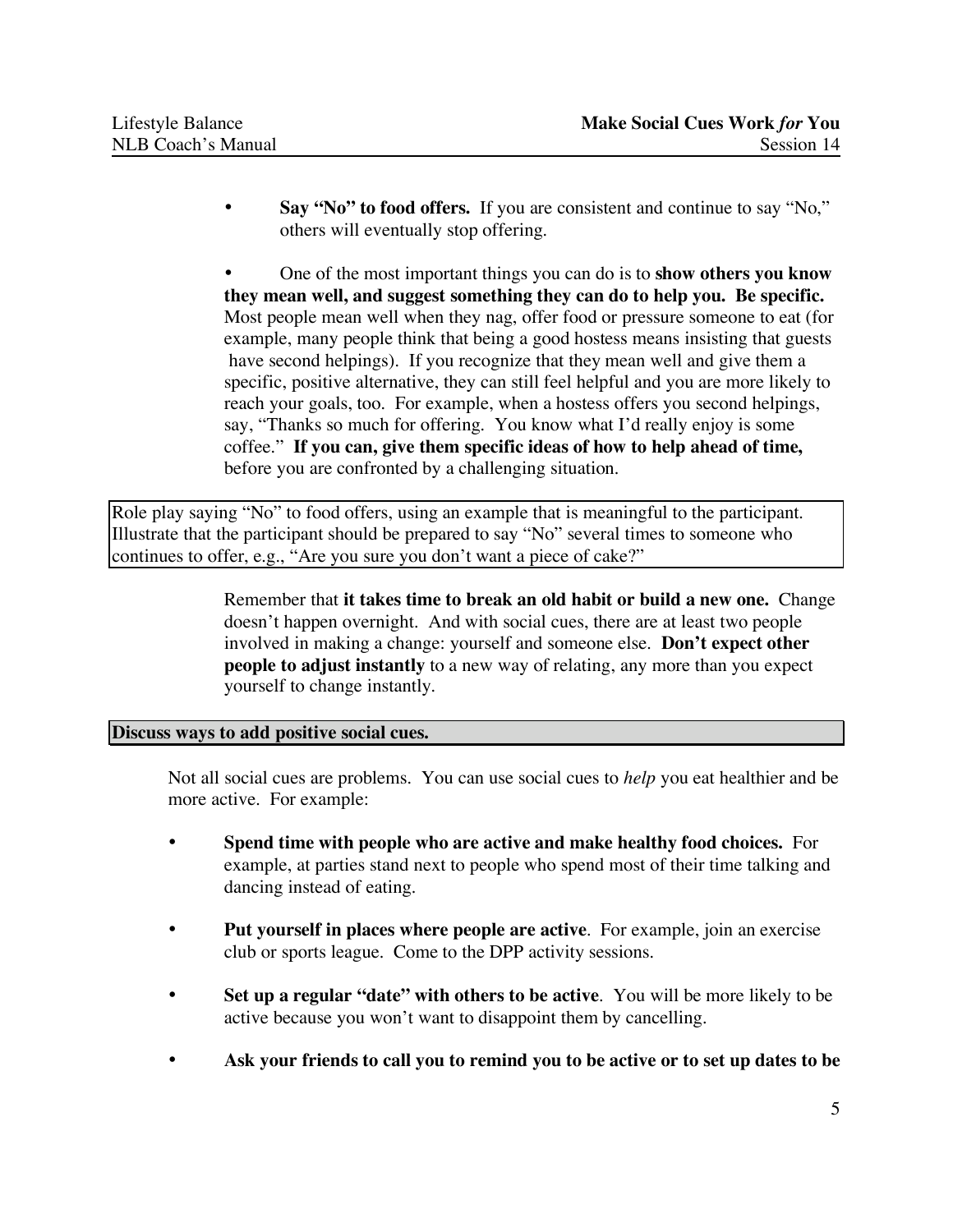- **Say "No" to food offers.** If you are consistent and continue to say "No," others will eventually stop offering.

- One of the most important things you can do is to **show others you know they mean well, and suggest something they can do to help you. Be specific.** Most people mean well when they nag, offer food or pressure someone to eat (for example, many people think that being a good hostess means insisting that guests have second helpings). If you recognize that they mean well and give them a specific, positive alternative, they can still feel helpful and you are more likely to reach your goals, too. For example, when a hostess offers you second helpings, say, "Thanks so much for offering. You know what I'd really enjoy is some coffee." **If you can, give them specific ideas of how to help ahead of time,** before you are confronted by a challenging situation.

> Role play saying "No" to food offers, using an example that is meaningful to the participant. Illustrate that the participant should be prepared to say "No" several times to someone who continues to offer, e.g., "Are you sure you don't want a piece of cake?"

Remember that **it takes time to break an old habit or build a new one.** Change doesn't happen overnight. And with social cues, there are at least two people involved in making a change: yourself and someone else. **Don't expect other people to adjust instantly** to a new way of relating, any more than you expect yourself to change instantly.

**Discuss ways to add positive social cues.**

Not all social cues are problems. You can use social cues to *help* you eat healthier and be more active. For example:

- **Spend time with people who are active and make healthy food choices.** For example, at parties stand next to people who spend most of their time talking and dancing instead of eating.

- **Put yourself in places where people are active**. For example, join an exercise club or sports league. Come to the DPP activity sessions.

- **Set up a regular "date" with others to be active**. You will be more likely to be active because you won't want to disappoint them by cancelling.

- **Ask your friends to call you to remind you to be active or to set up dates to be**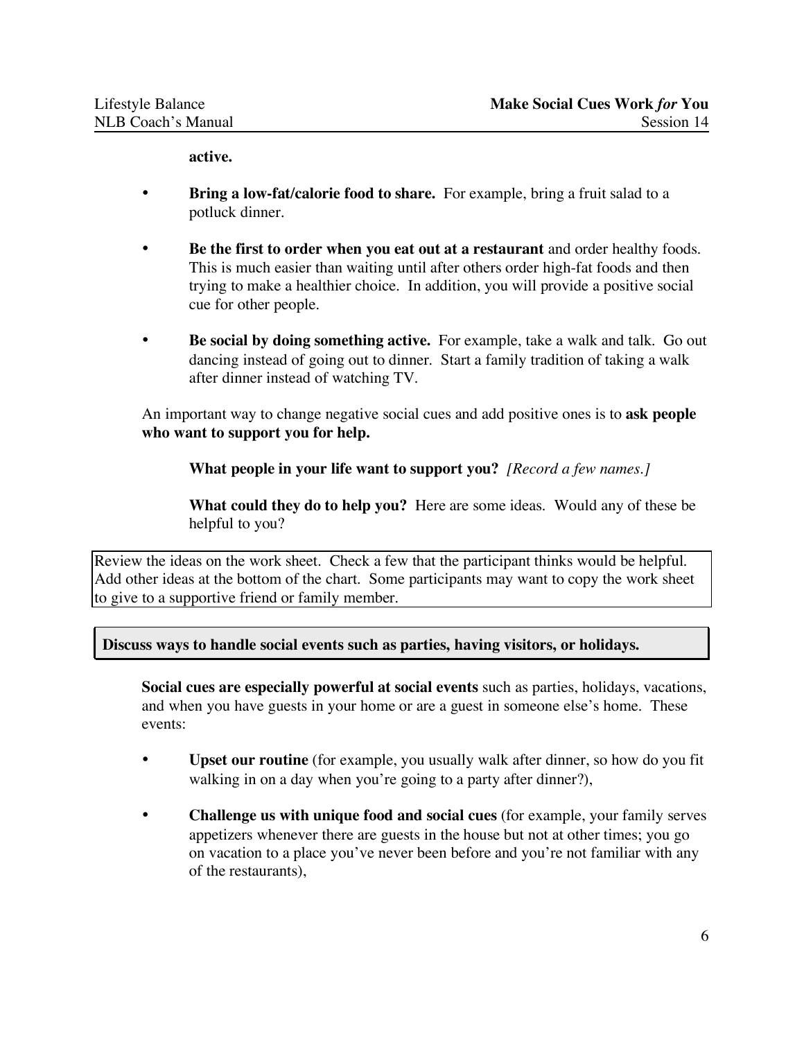**active.**

- **Bring a low-fat/calorie food to share.** For example, bring a fruit salad to a potluck dinner.

- **Be the first to order when you eat out at a restaurant** and order healthy foods. This is much easier than waiting until after others order high-fat foods and then trying to make a healthier choice. In addition, you will provide a positive social cue for other people.

- **Be social by doing something active.** For example, take a walk and talk. Go out dancing instead of going out to dinner. Start a family tradition of taking a walk after dinner instead of watching TV.

An important way to change negative social cues and add positive ones is to **ask people who want to support you for help.**

> **What people in your life want to support you?** *[Record a few names.]*
>
> **What could they do to help you?** Here are some ideas. Would any of these be helpful to you?

Review the ideas on the work sheet. Check a few that the participant thinks would be helpful. Add other ideas at the bottom of the chart. Some participants may want to copy the work sheet to give to a supportive friend or family member.

**Discuss ways to handle social events such as parties, having visitors, or holidays.**

**Social cues are especially powerful at social events** such as parties, holidays, vacations, and when you have guests in your home or are a guest in someone else's home. These events:

- **Upset our routine** (for example, you usually walk after dinner, so how do you fit walking in on a day when you're going to a party after dinner?),

- **Challenge us with unique food and social cues** (for example, your family serves appetizers whenever there are guests in the house but not at other times; you go on vacation to a place you've never been before and you're not familiar with any of the restaurants),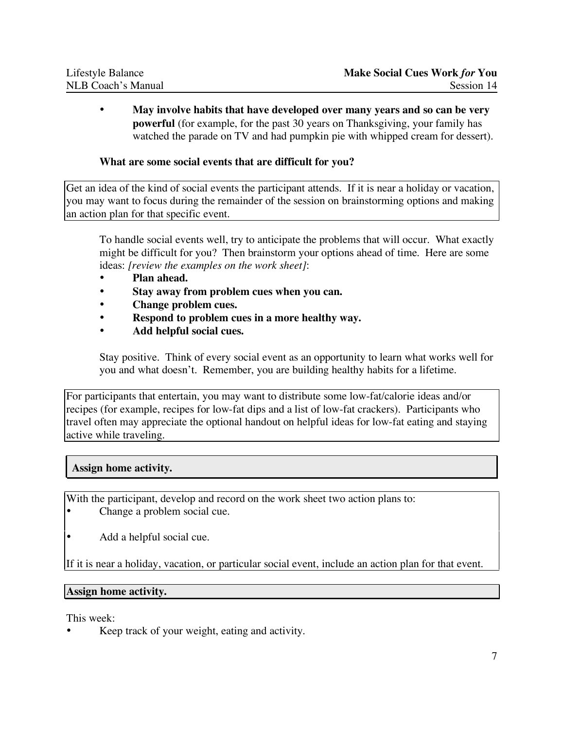- **May involve habits that have developed over many years and so can be very powerful** (for example, for the past 30 years on Thanksgiving, your family has watched the parade on TV and had pumpkin pie with whipped cream for dessert).

**What are some social events that are difficult for you?**

Get an idea of the kind of social events the participant attends. If it is near a holiday or vacation, you may want to focus during the remainder of the session on brainstorming options and making an action plan for that specific event.

To handle social events well, try to anticipate the problems that will occur. What exactly might be difficult for you? Then brainstorm your options ahead of time. Here are some ideas: *[review the examples on the work sheet]*:

- **Plan ahead.**
- **Stay away from problem cues when you can.**
- **Change problem cues.**
- **Respond to problem cues in a more healthy way.**
- **Add helpful social cues.**

Stay positive. Think of every social event as an opportunity to learn what works well for you and what doesn't. Remember, you are building healthy habits for a lifetime.

For participants that entertain, you may want to distribute some low-fat/calorie ideas and/or recipes (for example, recipes for low-fat dips and a list of low-fat crackers). Participants who travel often may appreciate the optional handout on helpful ideas for low-fat eating and staying active while traveling.

**Assign home activity.**

With the participant, develop and record on the work sheet two action plans to:

- Change a problem social cue.
- Add a helpful social cue.

If it is near a holiday, vacation, or particular social event, include an action plan for that event.

**Assign home activity.**

This week:

- Keep track of your weight, eating and activity.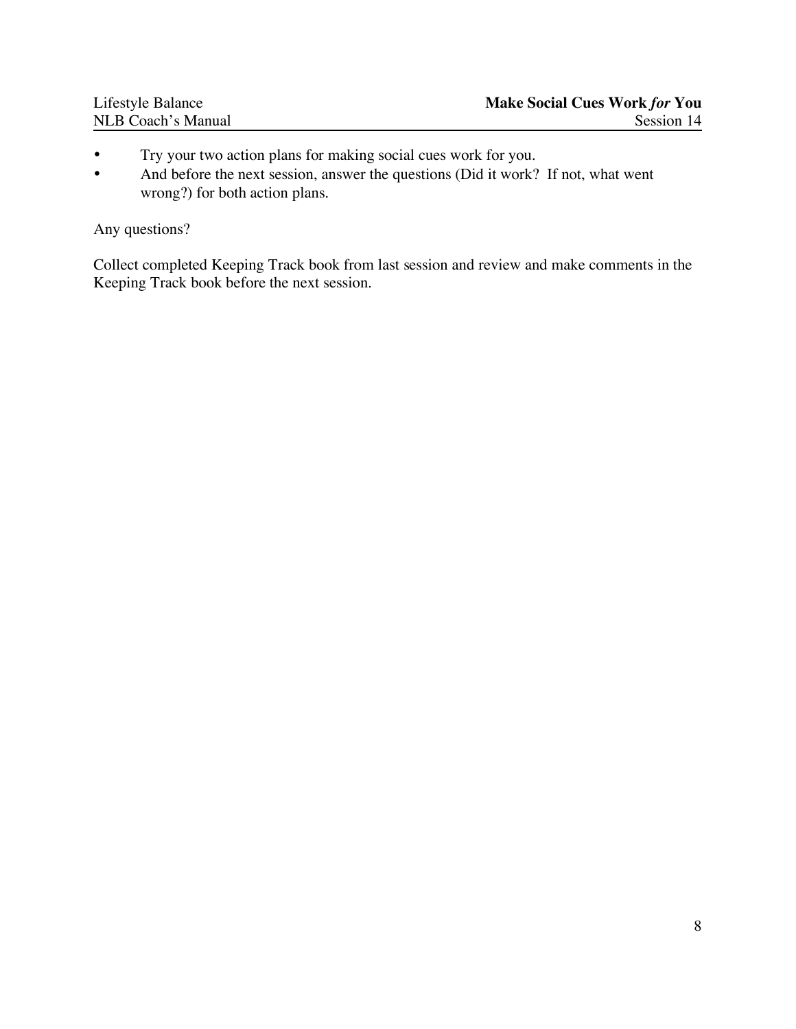- Try your two action plans for making social cues work for you.
- And before the next session, answer the questions (Did it work? If not, what went wrong?) for both action plans.

Any questions?

Collect completed Keeping Track book from last session and review and make comments in the Keeping Track book before the next session.